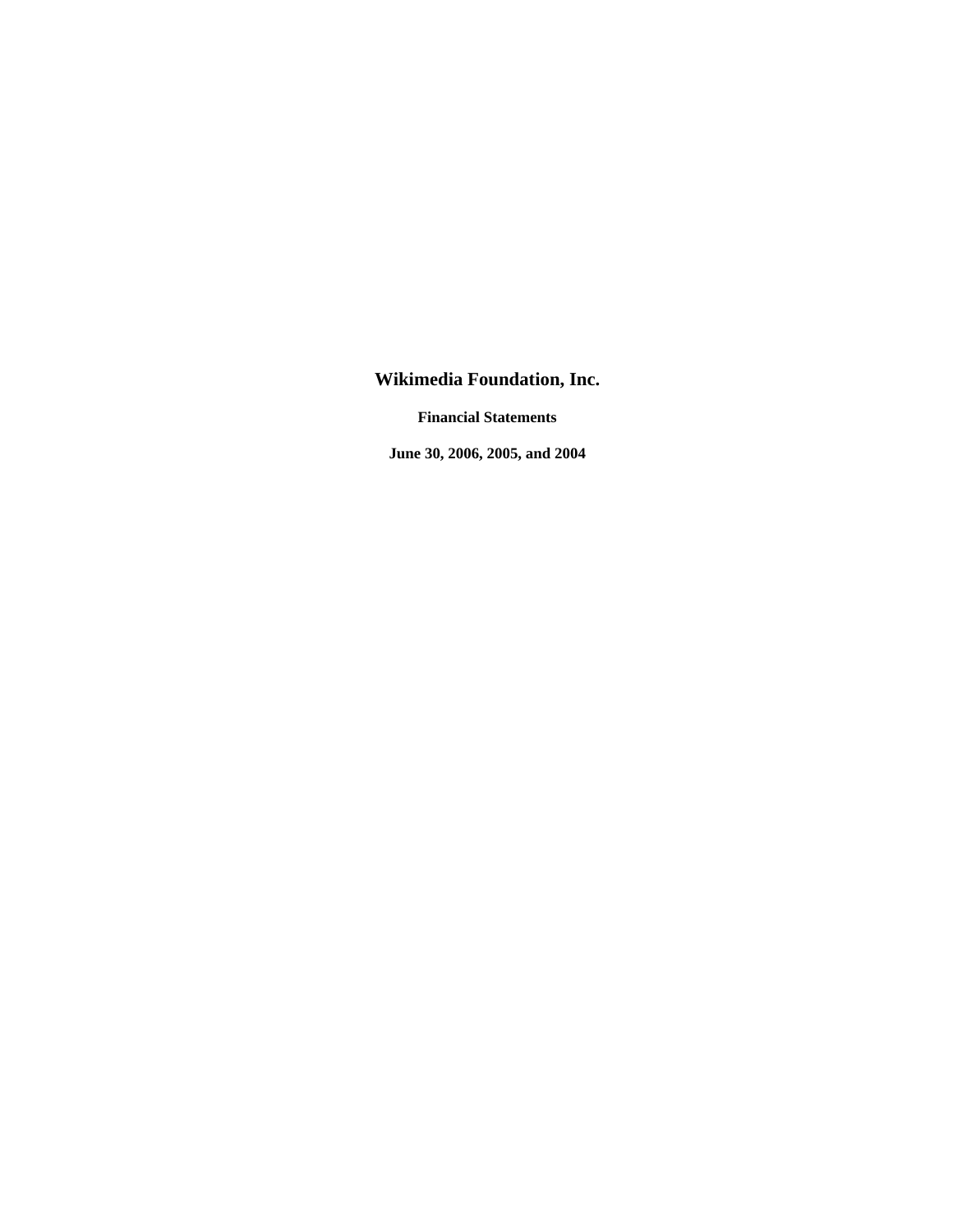# Wikimedia Foundation, Inc.

**Financial Statements**

**June 30, 2006, 2005, and 2004**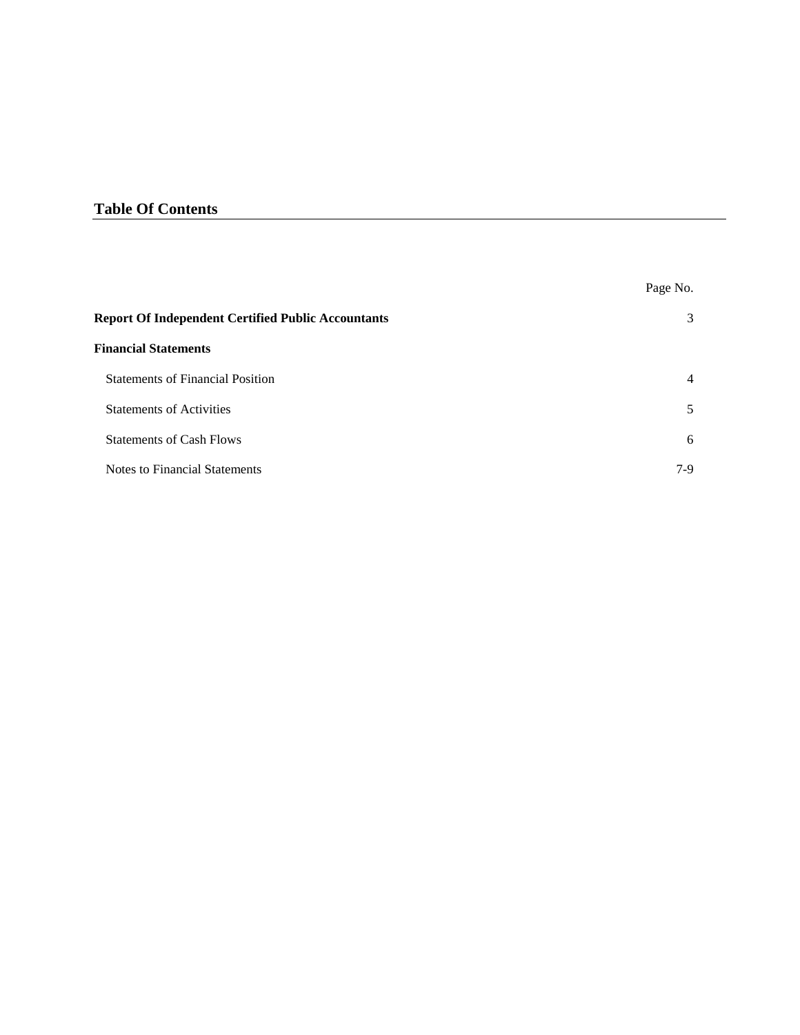## Table Of Contents

| | Page No. |
|---|---|
| **Report Of Independent Certified Public Accountants** | 3 |
| **Financial Statements** | |
| Statements of Financial Position | 4 |
| Statements of Activities | 5 |
| Statements of Cash Flows | 6 |
| Notes to Financial Statements | 7-9 |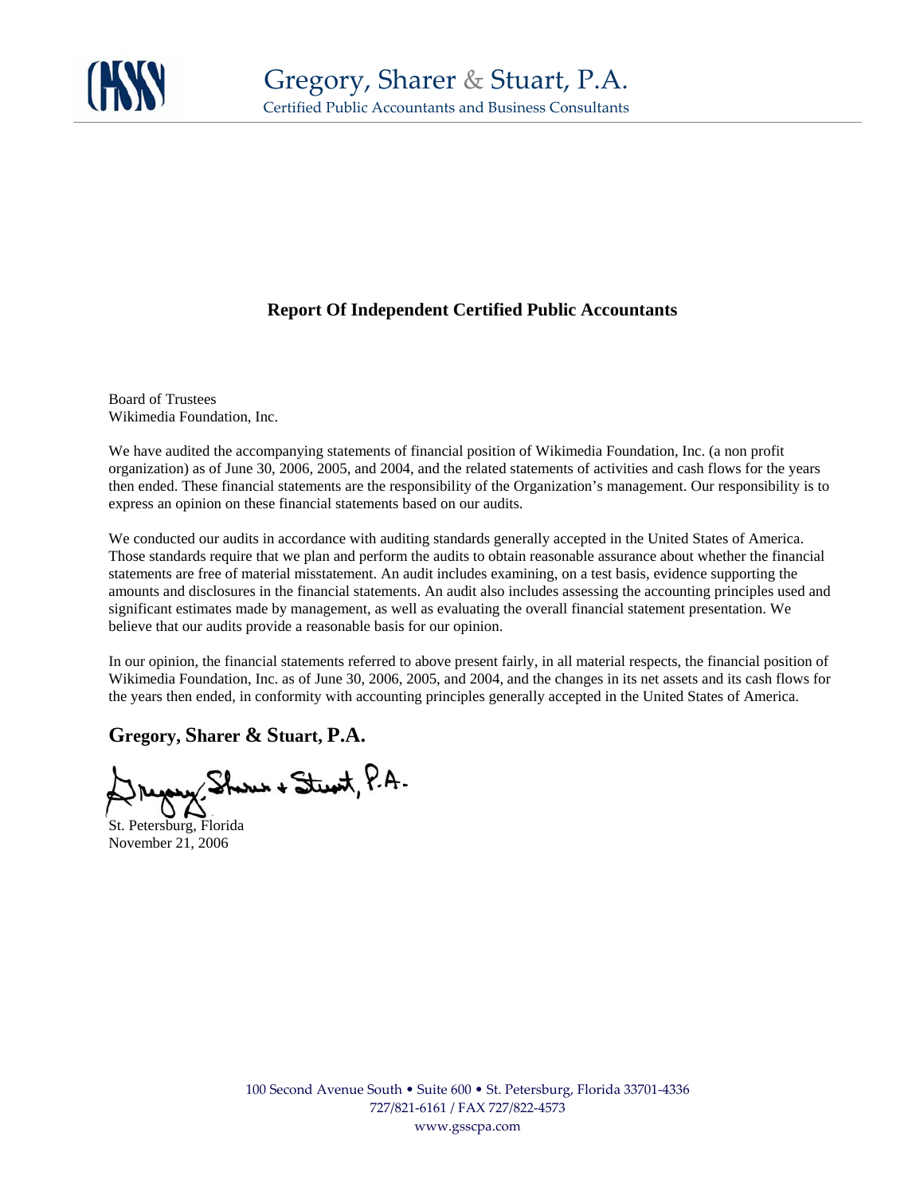Gregory, Sharer & Stuart, P.A.
Certified Public Accountants and Business Consultants

## Report Of Independent Certified Public Accountants

Board of Trustees
Wikimedia Foundation, Inc.

We have audited the accompanying statements of financial position of Wikimedia Foundation, Inc. (a non profit organization) as of June 30, 2006, 2005, and 2004, and the related statements of activities and cash flows for the years then ended. These financial statements are the responsibility of the Organization's management. Our responsibility is to express an opinion on these financial statements based on our audits.

We conducted our audits in accordance with auditing standards generally accepted in the United States of America. Those standards require that we plan and perform the audits to obtain reasonable assurance about whether the financial statements are free of material misstatement. An audit includes examining, on a test basis, evidence supporting the amounts and disclosures in the financial statements. An audit also includes assessing the accounting principles used and significant estimates made by management, as well as evaluating the overall financial statement presentation. We believe that our audits provide a reasonable basis for our opinion.

In our opinion, the financial statements referred to above present fairly, in all material respects, the financial position of Wikimedia Foundation, Inc. as of June 30, 2006, 2005, and 2004, and the changes in its net assets and its cash flows for the years then ended, in conformity with accounting principles generally accepted in the United States of America.

**Gregory, Sharer & Stuart, P.A.**

Gregory, Sharer + Stuart, P.A.

St. Petersburg, Florida
November 21, 2006

100 Second Avenue South • Suite 600 • St. Petersburg, Florida 33701-4336
727/821-6161 / FAX 727/822-4573
www.gsscpa.com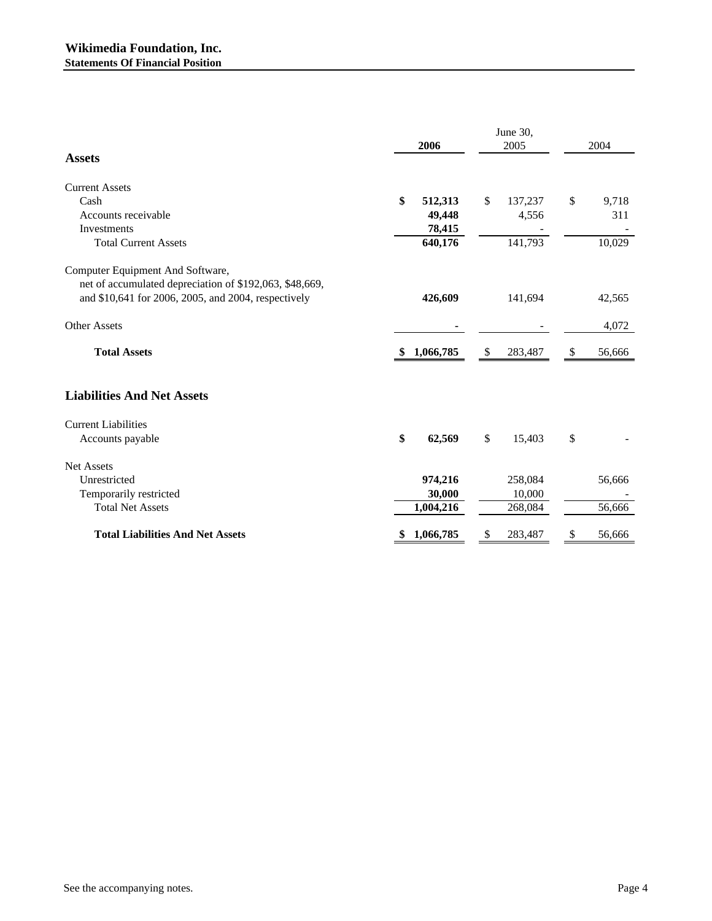# Wikimedia Foundation, Inc.

## Statements Of Financial Position

| | June 30, 2006 | 2005 | 2004 |
|---|---|---|---|
| **Assets** | | | |
| Current Assets | | | |
| Cash | **$ 512,313** | $ 137,237 | $ 9,718 |
| Accounts receivable | **49,448** | 4,556 | 311 |
| Investments | **78,415** | - | - |
| Total Current Assets | **640,176** | 141,793 | 10,029 |
| Computer Equipment And Software, net of accumulated depreciation of $192,063, $48,669, and $10,641 for 2006, 2005, and 2004, respectively | **426,609** | 141,694 | 42,565 |
| Other Assets | **-** | - | 4,072 |
| **Total Assets** | **$ 1,066,785** | $ 283,487 | $ 56,666 |
| **Liabilities And Net Assets** | | | |
| Current Liabilities | | | |
| Accounts payable | **$ 62,569** | $ 15,403 | $ - |
| Net Assets | | | |
| Unrestricted | **974,216** | 258,084 | 56,666 |
| Temporarily restricted | **30,000** | 10,000 | - |
| Total Net Assets | **1,004,216** | 268,084 | 56,666 |
| **Total Liabilities And Net Assets** | **$ 1,066,785** | $ 283,487 | $ 56,666 |

See the accompanying notes.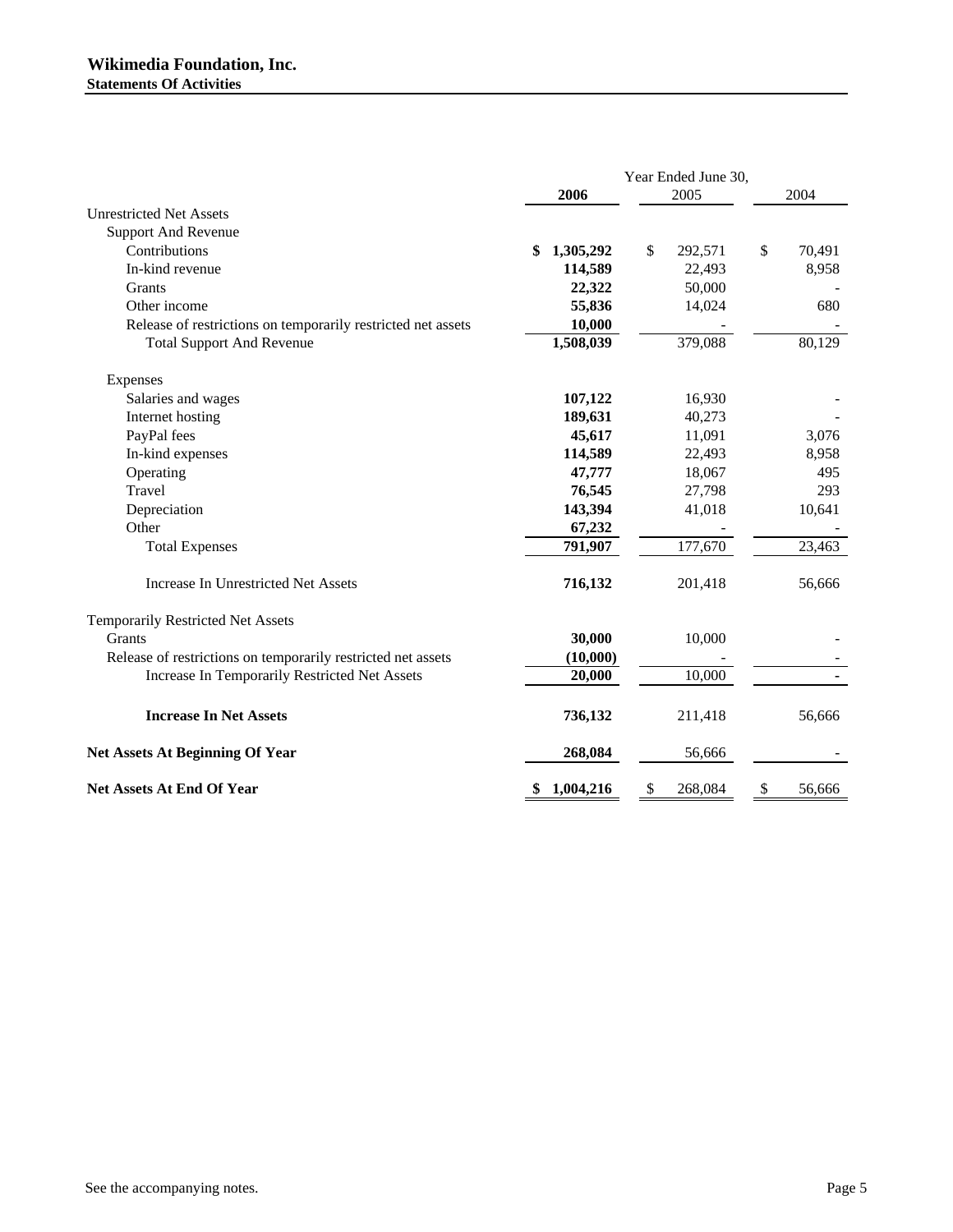# Wikimedia Foundation, Inc.

## Statements Of Activities

| | Year Ended June 30, | | |
|---|---|---|---|
| | **2006** | 2005 | 2004 |
| Unrestricted Net Assets | | | |
| Support And Revenue | | | |
| Contributions | **$ 1,305,292** | $ 292,571 | $ 70,491 |
| In-kind revenue | **114,589** | 22,493 | 8,958 |
| Grants | **22,322** | 50,000 | - |
| Other income | **55,836** | 14,024 | 680 |
| Release of restrictions on temporarily restricted net assets | **10,000** | - | - |
| Total Support And Revenue | **1,508,039** | 379,088 | 80,129 |
| Expenses | | | |
| Salaries and wages | **107,122** | 16,930 | - |
| Internet hosting | **189,631** | 40,273 | - |
| PayPal fees | **45,617** | 11,091 | 3,076 |
| In-kind expenses | **114,589** | 22,493 | 8,958 |
| Operating | **47,777** | 18,067 | 495 |
| Travel | **76,545** | 27,798 | 293 |
| Depreciation | **143,394** | 41,018 | 10,641 |
| Other | **67,232** | - | - |
| Total Expenses | **791,907** | 177,670 | 23,463 |
| Increase In Unrestricted Net Assets | **716,132** | 201,418 | 56,666 |
| Temporarily Restricted Net Assets | | | |
| Grants | **30,000** | 10,000 | - |
| Release of restrictions on temporarily restricted net assets | **(10,000)** | - | - |
| Increase In Temporarily Restricted Net Assets | **20,000** | 10,000 | - |
| **Increase In Net Assets** | **736,132** | 211,418 | 56,666 |
| **Net Assets At Beginning Of Year** | **268,084** | 56,666 | - |
| **Net Assets At End Of Year** | **$ 1,004,216** | $ 268,084 | $ 56,666 |

See the accompanying notes.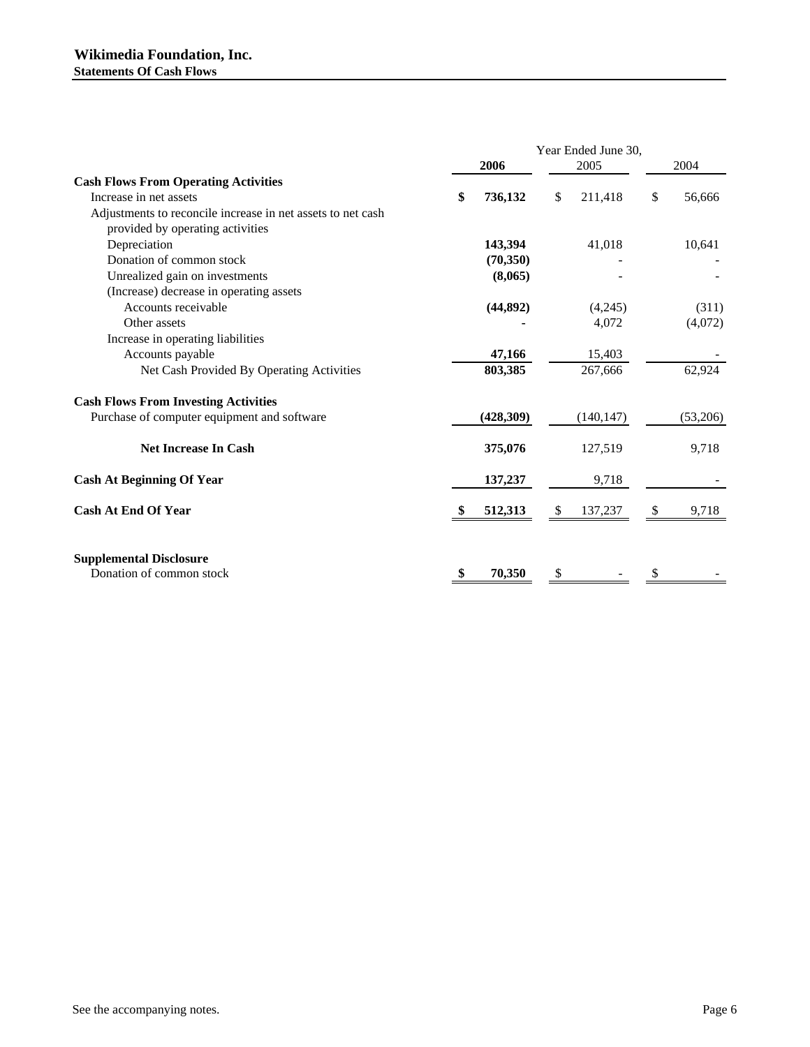**Wikimedia Foundation, Inc.**
**Statements Of Cash Flows**

| | Year Ended June 30, | | |
|---|---|---|---|
| | **2006** | 2005 | 2004 |
| **Cash Flows From Operating Activities** | | | |
| Increase in net assets | **$ 736,132** | $ 211,418 | $ 56,666 |
| Adjustments to reconcile increase in net assets to net cash provided by operating activities | | | |
| Depreciation | **143,394** | 41,018 | 10,641 |
| Donation of common stock | **(70,350)** | - | - |
| Unrealized gain on investments | **(8,065)** | - | - |
| (Increase) decrease in operating assets | | | |
| Accounts receivable | **(44,892)** | (4,245) | (311) |
| Other assets | **-** | 4,072 | (4,072) |
| Increase in operating liabilities | | | |
| Accounts payable | **47,166** | 15,403 | - |
| Net Cash Provided By Operating Activities | **803,385** | 267,666 | 62,924 |
| **Cash Flows From Investing Activities** | | | |
| Purchase of computer equipment and software | **(428,309)** | (140,147) | (53,206) |
| **Net Increase In Cash** | **375,076** | 127,519 | 9,718 |
| **Cash At Beginning Of Year** | **137,237** | 9,718 | - |
| **Cash At End Of Year** | **$ 512,313** | $ 137,237 | $ 9,718 |
| **Supplemental Disclosure** | | | |
| Donation of common stock | **$ 70,350** | $ - | $ - |

See the accompanying notes.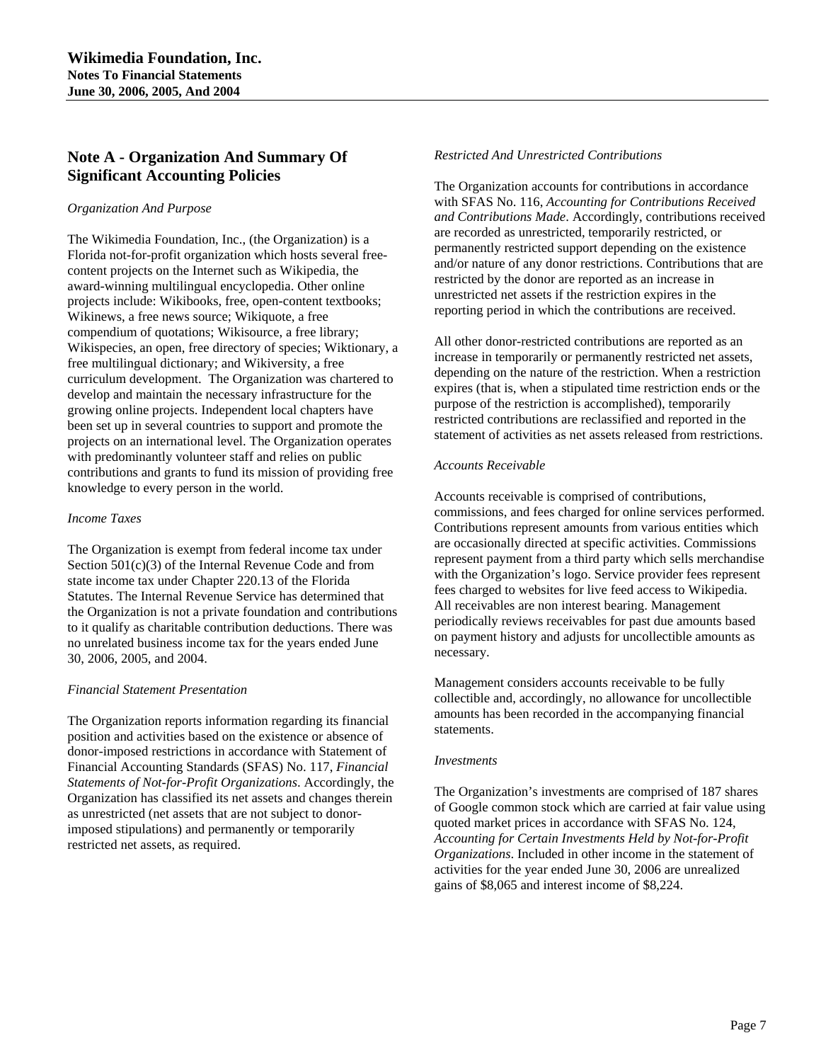## Note A - Organization And Summary Of Significant Accounting Policies

*Organization And Purpose*

The Wikimedia Foundation, Inc., (the Organization) is a Florida not-for-profit organization which hosts several free-content projects on the Internet such as Wikipedia, the award-winning multilingual encyclopedia. Other online projects include: Wikibooks, free, open-content textbooks; Wikinews, a free news source; Wikiquote, a free compendium of quotations; Wikisource, a free library; Wikispecies, an open, free directory of species; Wiktionary, a free multilingual dictionary; and Wikiversity, a free curriculum development. The Organization was chartered to develop and maintain the necessary infrastructure for the growing online projects. Independent local chapters have been set up in several countries to support and promote the projects on an international level. The Organization operates with predominantly volunteer staff and relies on public contributions and grants to fund its mission of providing free knowledge to every person in the world.

*Income Taxes*

The Organization is exempt from federal income tax under Section 501(c)(3) of the Internal Revenue Code and from state income tax under Chapter 220.13 of the Florida Statutes. The Internal Revenue Service has determined that the Organization is not a private foundation and contributions to it qualify as charitable contribution deductions. There was no unrelated business income tax for the years ended June 30, 2006, 2005, and 2004.

*Financial Statement Presentation*

The Organization reports information regarding its financial position and activities based on the existence or absence of donor-imposed restrictions in accordance with Statement of Financial Accounting Standards (SFAS) No. 117, *Financial Statements of Not-for-Profit Organizations*. Accordingly, the Organization has classified its net assets and changes therein as unrestricted (net assets that are not subject to donor-imposed stipulations) and permanently or temporarily restricted net assets, as required.

*Restricted And Unrestricted Contributions*

The Organization accounts for contributions in accordance with SFAS No. 116, *Accounting for Contributions Received and Contributions Made*. Accordingly, contributions received are recorded as unrestricted, temporarily restricted, or permanently restricted support depending on the existence and/or nature of any donor restrictions. Contributions that are restricted by the donor are reported as an increase in unrestricted net assets if the restriction expires in the reporting period in which the contributions are received.

All other donor-restricted contributions are reported as an increase in temporarily or permanently restricted net assets, depending on the nature of the restriction. When a restriction expires (that is, when a stipulated time restriction ends or the purpose of the restriction is accomplished), temporarily restricted contributions are reclassified and reported in the statement of activities as net assets released from restrictions.

*Accounts Receivable*

Accounts receivable is comprised of contributions, commissions, and fees charged for online services performed. Contributions represent amounts from various entities which are occasionally directed at specific activities. Commissions represent payment from a third party which sells merchandise with the Organization's logo. Service provider fees represent fees charged to websites for live feed access to Wikipedia. All receivables are non interest bearing. Management periodically reviews receivables for past due amounts based on payment history and adjusts for uncollectible amounts as necessary.

Management considers accounts receivable to be fully collectible and, accordingly, no allowance for uncollectible amounts has been recorded in the accompanying financial statements.

*Investments*

The Organization's investments are comprised of 187 shares of Google common stock which are carried at fair value using quoted market prices in accordance with SFAS No. 124, *Accounting for Certain Investments Held by Not-for-Profit Organizations*. Included in other income in the statement of activities for the year ended June 30, 2006 are unrealized gains of $8,065 and interest income of $8,224.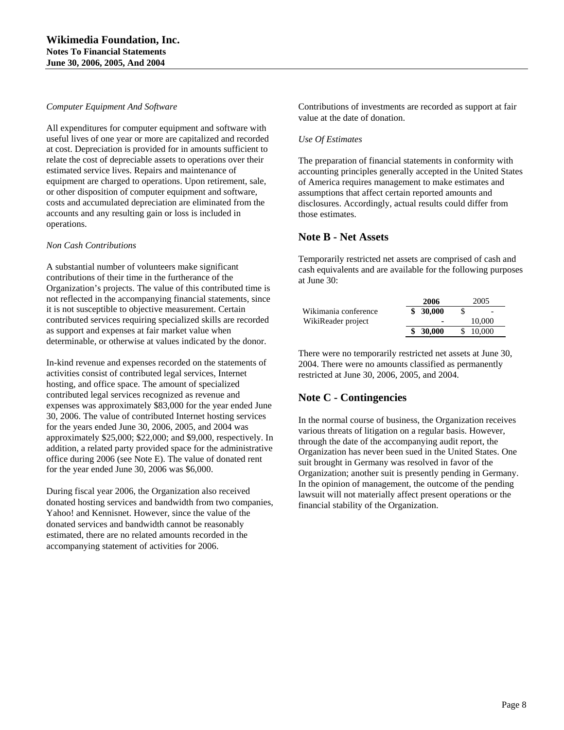*Computer Equipment And Software*

All expenditures for computer equipment and software with useful lives of one year or more are capitalized and recorded at cost. Depreciation is provided for in amounts sufficient to relate the cost of depreciable assets to operations over their estimated service lives. Repairs and maintenance of equipment are charged to operations. Upon retirement, sale, or other disposition of computer equipment and software, costs and accumulated depreciation are eliminated from the accounts and any resulting gain or loss is included in operations.

*Non Cash Contributions*

A substantial number of volunteers make significant contributions of their time in the furtherance of the Organization's projects. The value of this contributed time is not reflected in the accompanying financial statements, since it is not susceptible to objective measurement. Certain contributed services requiring specialized skills are recorded as support and expenses at fair market value when determinable, or otherwise at values indicated by the donor.

In-kind revenue and expenses recorded on the statements of activities consist of contributed legal services, Internet hosting, and office space. The amount of specialized contributed legal services recognized as revenue and expenses was approximately $83,000 for the year ended June 30, 2006. The value of contributed Internet hosting services for the years ended June 30, 2006, 2005, and 2004 was approximately $25,000; $22,000; and $9,000, respectively. In addition, a related party provided space for the administrative office during 2006 (see Note E). The value of donated rent for the year ended June 30, 2006 was $6,000.

During fiscal year 2006, the Organization also received donated hosting services and bandwidth from two companies, Yahoo! and Kennisnet. However, since the value of the donated services and bandwidth cannot be reasonably estimated, there are no related amounts recorded in the accompanying statement of activities for 2006.

Contributions of investments are recorded as support at fair value at the date of donation.

*Use Of Estimates*

The preparation of financial statements in conformity with accounting principles generally accepted in the United States of America requires management to make estimates and assumptions that affect certain reported amounts and disclosures. Accordingly, actual results could differ from those estimates.

## Note B - Net Assets

Temporarily restricted net assets are comprised of cash and cash equivalents and are available for the following purposes at June 30:

| | **2006** | 2005 |
|---|---|---|
| Wikimania conference | **$ 30,000** | $ - |
| WikiReader project | **-** | 10,000 |
| | **$ 30,000** | $ 10,000 |

There were no temporarily restricted net assets at June 30, 2004. There were no amounts classified as permanently restricted at June 30, 2006, 2005, and 2004.

## Note C - Contingencies

In the normal course of business, the Organization receives various threats of litigation on a regular basis. However, through the date of the accompanying audit report, the Organization has never been sued in the United States. One suit brought in Germany was resolved in favor of the Organization; another suit is presently pending in Germany. In the opinion of management, the outcome of the pending lawsuit will not materially affect present operations or the financial stability of the Organization.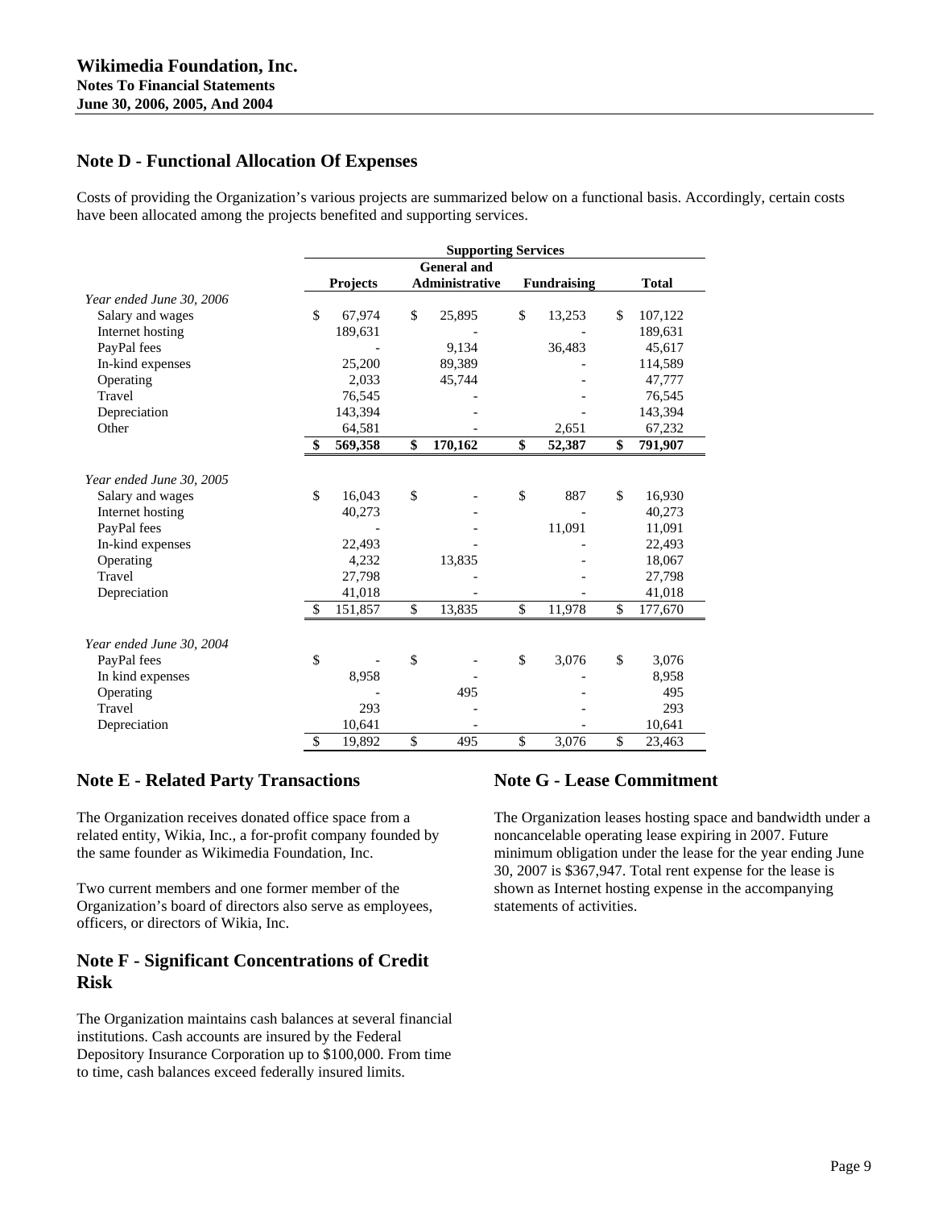# Wikimedia Foundation, Inc.

**Notes To Financial Statements**

**June 30, 2006, 2005, And 2004**

## Note D - Functional Allocation Of Expenses

Costs of providing the Organization's various projects are summarized below on a functional basis. Accordingly, certain costs have been allocated among the projects benefited and supporting services.

| | | Supporting Services | | |
|---|---|---|---|---|
| | Projects | General and Administrative | Fundraising | Total |
| *Year ended June 30, 2006* | | | | |
| Salary and wages | $ 67,974 | $ 25,895 | $ 13,253 | $ 107,122 |
| Internet hosting | 189,631 | - | - | 189,631 |
| PayPal fees | - | 9,134 | 36,483 | 45,617 |
| In-kind expenses | 25,200 | 89,389 | - | 114,589 |
| Operating | 2,033 | 45,744 | - | 47,777 |
| Travel | 76,545 | - | - | 76,545 |
| Depreciation | 143,394 | - | - | 143,394 |
| Other | 64,581 | - | 2,651 | 67,232 |
| | **$ 569,358** | **$ 170,162** | **$ 52,387** | **$ 791,907** |
| *Year ended June 30, 2005* | | | | |
| Salary and wages | $ 16,043 | $ - | $ 887 | $ 16,930 |
| Internet hosting | 40,273 | - | - | 40,273 |
| PayPal fees | - | - | 11,091 | 11,091 |
| In-kind expenses | 22,493 | - | - | 22,493 |
| Operating | 4,232 | 13,835 | - | 18,067 |
| Travel | 27,798 | - | - | 27,798 |
| Depreciation | 41,018 | - | - | 41,018 |
| | $ 151,857 | $ 13,835 | $ 11,978 | $ 177,670 |
| *Year ended June 30, 2004* | | | | |
| PayPal fees | $ - | $ - | $ 3,076 | $ 3,076 |
| In kind expenses | 8,958 | - | - | 8,958 |
| Operating | - | 495 | - | 495 |
| Travel | 293 | - | - | 293 |
| Depreciation | 10,641 | - | - | 10,641 |
| | $ 19,892 | $ 495 | $ 3,076 | $ 23,463 |

## Note E - Related Party Transactions

The Organization receives donated office space from a related entity, Wikia, Inc., a for-profit company founded by the same founder as Wikimedia Foundation, Inc.

Two current members and one former member of the Organization's board of directors also serve as employees, officers, or directors of Wikia, Inc.

## Note F - Significant Concentrations of Credit Risk

The Organization maintains cash balances at several financial institutions. Cash accounts are insured by the Federal Depository Insurance Corporation up to $100,000. From time to time, cash balances exceed federally insured limits.

## Note G - Lease Commitment

The Organization leases hosting space and bandwidth under a noncancelable operating lease expiring in 2007. Future minimum obligation under the lease for the year ending June 30, 2007 is $367,947. Total rent expense for the lease is shown as Internet hosting expense in the accompanying statements of activities.